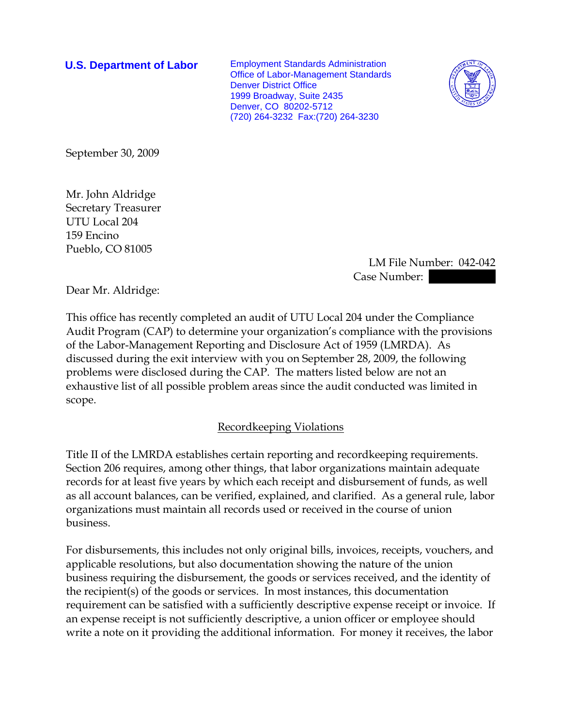**U.S. Department of Labor**

Employment Standards Administration
Office of Labor-Management Standards
Denver District Office
1999 Broadway, Suite 2435
Denver, CO 80202-5712
(720) 264-3232 Fax:(720) 264-3230

September 30, 2009

Mr. John Aldridge
Secretary Treasurer
UTU Local 204
159 Encino
Pueblo, CO 81005

LM File Number: 042-042
Case Number: 

Dear Mr. Aldridge:

This office has recently completed an audit of UTU Local 204 under the Compliance Audit Program (CAP) to determine your organization's compliance with the provisions of the Labor-Management Reporting and Disclosure Act of 1959 (LMRDA). As discussed during the exit interview with you on September 28, 2009, the following problems were disclosed during the CAP. The matters listed below are not an exhaustive list of all possible problem areas since the audit conducted was limited in scope.

## Recordkeeping Violations

Title II of the LMRDA establishes certain reporting and recordkeeping requirements. Section 206 requires, among other things, that labor organizations maintain adequate records for at least five years by which each receipt and disbursement of funds, as well as all account balances, can be verified, explained, and clarified. As a general rule, labor organizations must maintain all records used or received in the course of union business.

For disbursements, this includes not only original bills, invoices, receipts, vouchers, and applicable resolutions, but also documentation showing the nature of the union business requiring the disbursement, the goods or services received, and the identity of the recipient(s) of the goods or services. In most instances, this documentation requirement can be satisfied with a sufficiently descriptive expense receipt or invoice. If an expense receipt is not sufficiently descriptive, a union officer or employee should write a note on it providing the additional information. For money it receives, the labor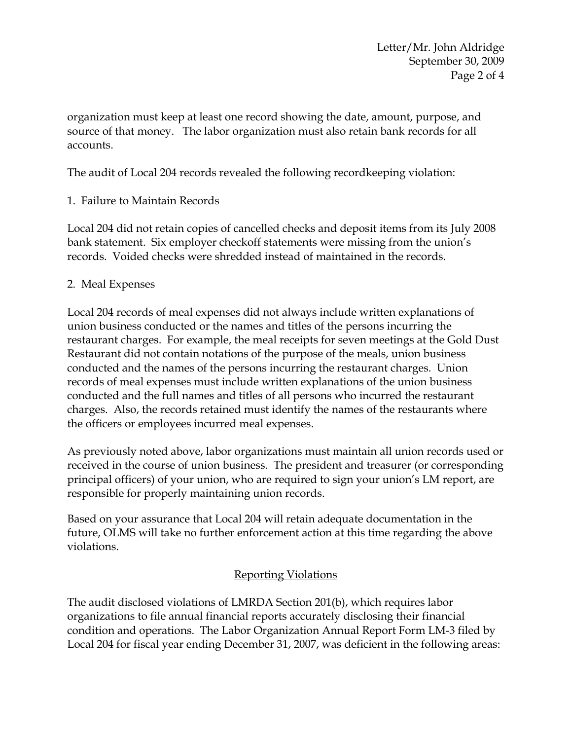organization must keep at least one record showing the date, amount, purpose, and source of that money. The labor organization must also retain bank records for all accounts.

The audit of Local 204 records revealed the following recordkeeping violation:

1. Failure to Maintain Records

Local 204 did not retain copies of cancelled checks and deposit items from its July 2008 bank statement. Six employer checkoff statements were missing from the union's records. Voided checks were shredded instead of maintained in the records.

2. Meal Expenses

Local 204 records of meal expenses did not always include written explanations of union business conducted or the names and titles of the persons incurring the restaurant charges. For example, the meal receipts for seven meetings at the Gold Dust Restaurant did not contain notations of the purpose of the meals, union business conducted and the names of the persons incurring the restaurant charges. Union records of meal expenses must include written explanations of the union business conducted and the full names and titles of all persons who incurred the restaurant charges. Also, the records retained must identify the names of the restaurants where the officers or employees incurred meal expenses.

As previously noted above, labor organizations must maintain all union records used or received in the course of union business. The president and treasurer (or corresponding principal officers) of your union, who are required to sign your union's LM report, are responsible for properly maintaining union records.

Based on your assurance that Local 204 will retain adequate documentation in the future, OLMS will take no further enforcement action at this time regarding the above violations.

## Reporting Violations

The audit disclosed violations of LMRDA Section 201(b), which requires labor organizations to file annual financial reports accurately disclosing their financial condition and operations. The Labor Organization Annual Report Form LM-3 filed by Local 204 for fiscal year ending December 31, 2007, was deficient in the following areas: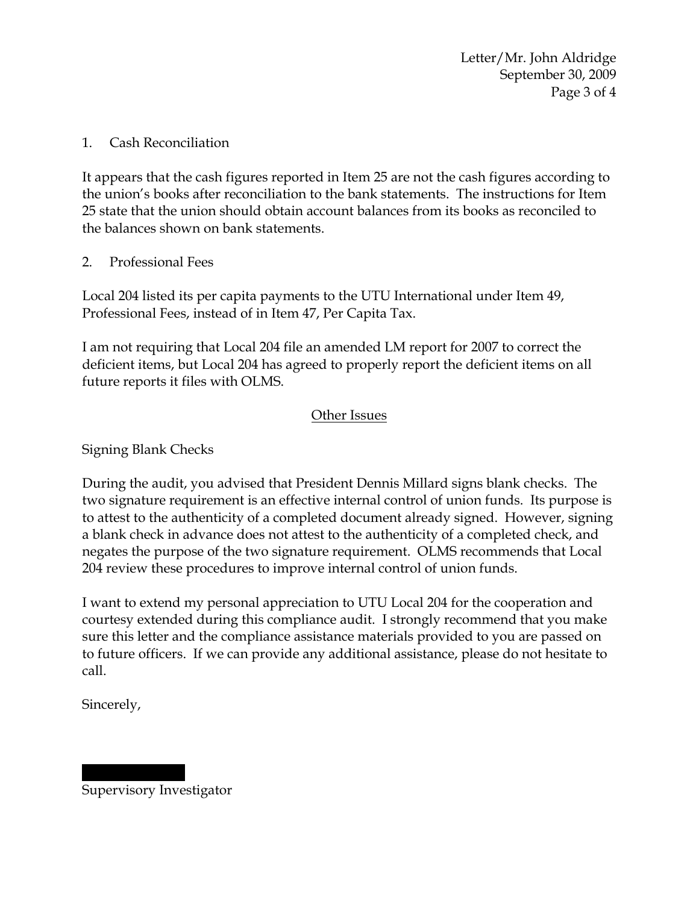1. Cash Reconciliation

It appears that the cash figures reported in Item 25 are not the cash figures according to the union's books after reconciliation to the bank statements. The instructions for Item 25 state that the union should obtain account balances from its books as reconciled to the balances shown on bank statements.

2. Professional Fees

Local 204 listed its per capita payments to the UTU International under Item 49, Professional Fees, instead of in Item 47, Per Capita Tax.

I am not requiring that Local 204 file an amended LM report for 2007 to correct the deficient items, but Local 204 has agreed to properly report the deficient items on all future reports it files with OLMS.

## Other Issues

Signing Blank Checks

During the audit, you advised that President Dennis Millard signs blank checks. The two signature requirement is an effective internal control of union funds. Its purpose is to attest to the authenticity of a completed document already signed. However, signing a blank check in advance does not attest to the authenticity of a completed check, and negates the purpose of the two signature requirement. OLMS recommends that Local 204 review these procedures to improve internal control of union funds.

I want to extend my personal appreciation to UTU Local 204 for the cooperation and courtesy extended during this compliance audit. I strongly recommend that you make sure this letter and the compliance assistance materials provided to you are passed on to future officers. If we can provide any additional assistance, please do not hesitate to call.

Sincerely,

Supervisory Investigator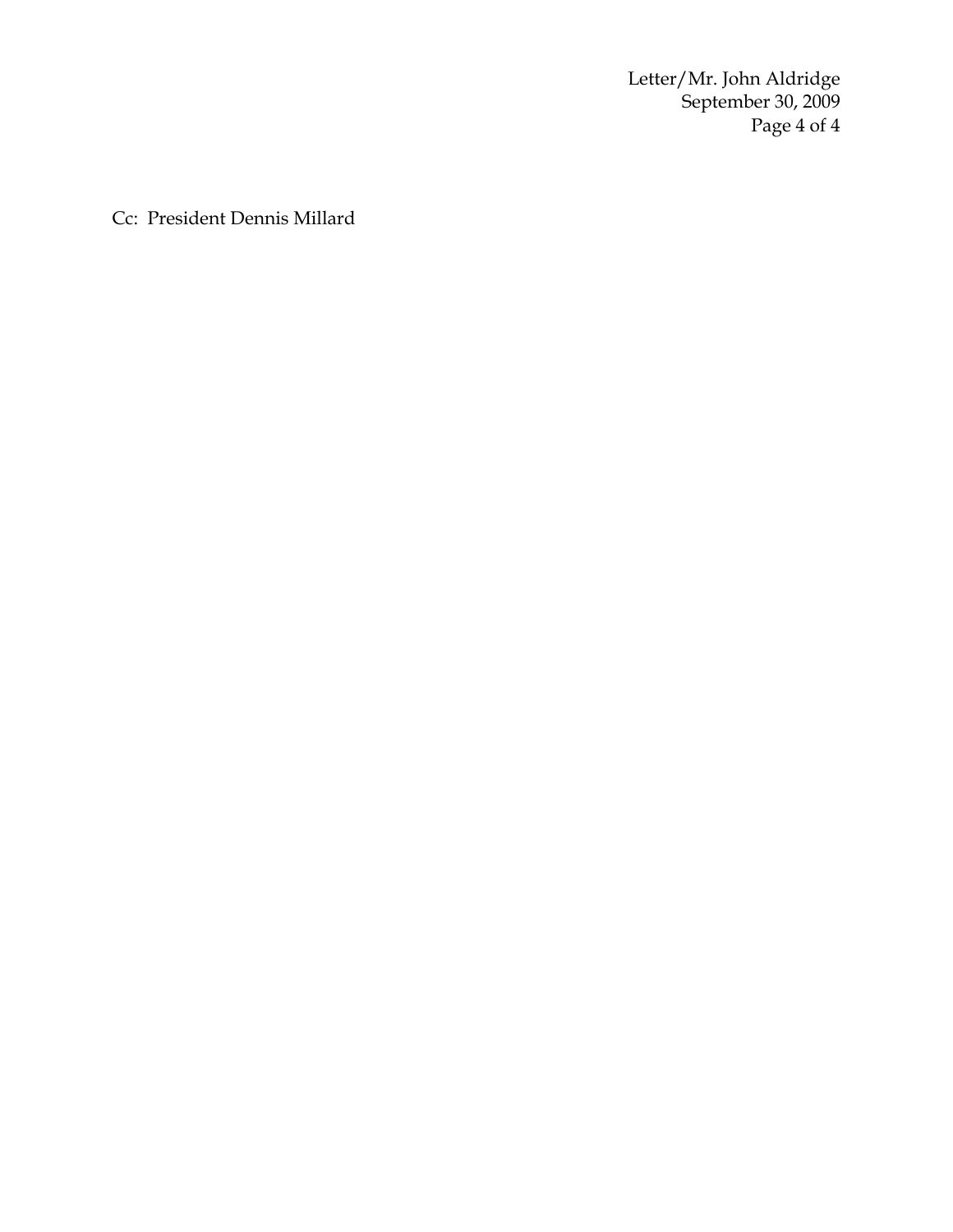Cc: President Dennis Millard